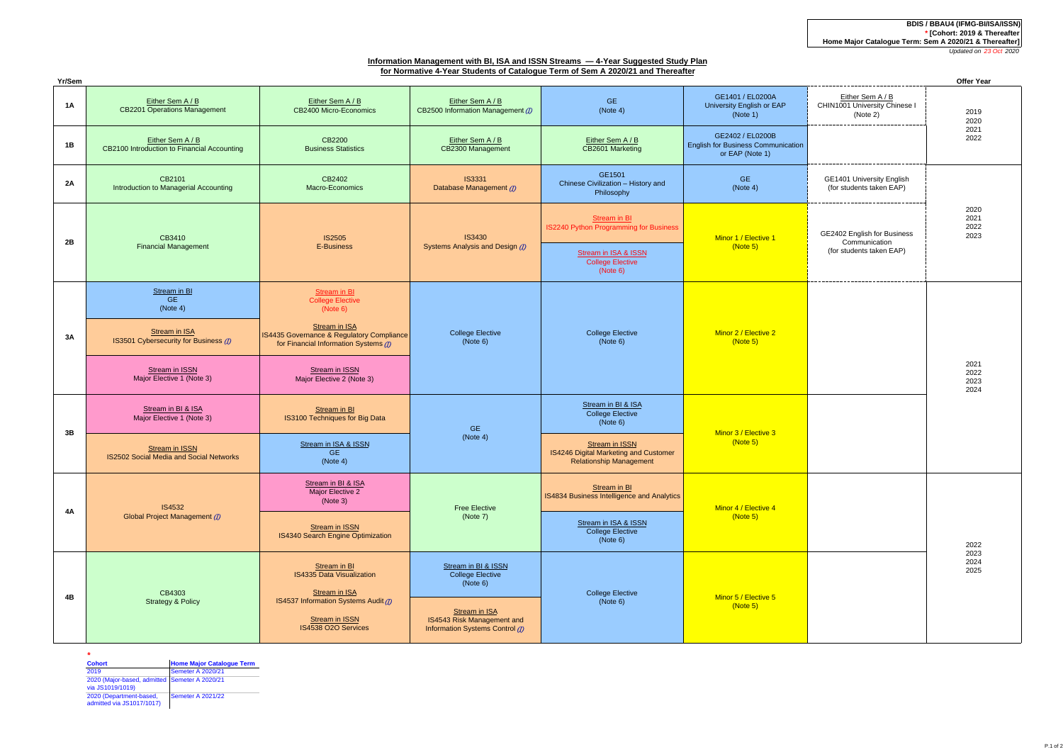**BDIS / BBAU4 (IFMG-BI/ISA/ISSN)**
**\* [Cohort: 2019 & Thereafter**
**Home Major Catalogue Term: Sem A 2020/21 & Thereafter]**
*Updated on 23 Oct 2020*

## Information Management with BI, ISA and ISSN Streams — 4-Year Suggested Study Plan for Normative 4-Year Students of Catalogue Term of Sem A 2020/21 and Thereafter

| Yr/Sem | | | | | | | Offer Year |
|---|---|---|---|---|---|---|---|
| 1A | Either Sem A / B<br>CB2201 Operations Management | Either Sem A / B<br>CB2400 Micro-Economics | Either Sem A / B<br>CB2500 Information Management (J) | GE<br>(Note 4) | GE1401 / EL0200A<br>University English or EAP<br>(Note 1) | Either Sem A / B<br>CHIN1001 University Chinese I<br>(Note 2) | 2019<br>2020<br>2021<br>2022 |
| 1B | Either Sem A / B<br>CB2100 Introduction to Financial Accounting | CB2200<br>Business Statistics | Either Sem A / B<br>CB2300 Management | Either Sem A / B<br>CB2601 Marketing | GE2402 / EL0200B<br>English for Business Communication or EAP (Note 1) | | |
| 2A | CB2101<br>Introduction to Managerial Accounting | CB2402<br>Macro-Economics | IS3331<br>Database Management (J) | GE1501<br>Chinese Civilization – History and Philosophy | GE<br>(Note 4) | GE1401 University English<br>(for students taken EAP) | 2020<br>2021<br>2022<br>2023 |
| 2B | CB3410<br>Financial Management | IS2505<br>E-Business | IS3430<br>Systems Analysis and Design (J) | Stream in BI<br>IS2240 Python Programming for Business<br><br>Stream in ISA & ISSN<br>College Elective<br>(Note 6) | Minor 1 / Elective 1<br>(Note 5) | GE2402 English for Business Communication<br>(for students taken EAP) | |
| 3A | Stream in BI<br>GE<br>(Note 4)<br><br>Stream in ISA<br>IS3501 Cybersecurity for Business (J)<br><br>Stream in ISSN<br>Major Elective 1 (Note 3) | Stream in BI<br>College Elective<br>(Note 6)<br><br>Stream in ISA<br>IS4435 Governance & Regulatory Compliance for Financial Information Systems (J)<br><br>Stream in ISSN<br>Major Elective 2 (Note 3) | College Elective<br>(Note 6) | College Elective<br>(Note 6) | Minor 2 / Elective 2<br>(Note 5) | | 2021<br>2022<br>2023<br>2024 |
| 3B | Stream in BI & ISA<br>Major Elective 1 (Note 3)<br><br>Stream in ISSN<br>IS2502 Social Media and Social Networks | Stream in BI<br>IS3100 Techniques for Big Data<br><br>Stream in ISA & ISSN<br>GE<br>(Note 4) | GE<br>(Note 4) | Stream in BI & ISA<br>College Elective<br>(Note 6)<br><br>Stream in ISSN<br>IS4246 Digital Marketing and Customer Relationship Management | Minor 3 / Elective 3<br>(Note 5) | | |
| 4A | IS4532<br>Global Project Management (J) | Stream in BI & ISA<br>Major Elective 2<br>(Note 3)<br><br>Stream in ISSN<br>IS4340 Search Engine Optimization | Free Elective<br>(Note 7) | Stream in BI<br>IS4834 Business Intelligence and Analytics<br><br>Stream in ISA & ISSN<br>College Elective<br>(Note 6) | Minor 4 / Elective 4<br>(Note 5) | | 2022<br>2023<br>2024<br>2025 |
| 4B | CB4303<br>Strategy & Policy | Stream in BI<br>IS4335 Data Visualization<br><br>Stream in ISA<br>IS4537 Information Systems Audit (J)<br><br>Stream in ISSN<br>IS4538 O2O Services | Stream in BI & ISSN<br>College Elective<br>(Note 6)<br><br>Stream in ISA<br>IS4543 Risk Management and Information Systems Control (J) | College Elective<br>(Note 6) | Minor 5 / Elective 5<br>(Note 5) | | |

\*

| Cohort | Home Major Catalogue Term |
|---|---|
| 2019 | Semeter A 2020/21 |
| 2020 (Major-based, admitted via JS1019/1019) | Semeter A 2020/21 |
| 2020 (Department-based, admitted via JS1017/1017) | Semeter A 2021/22 |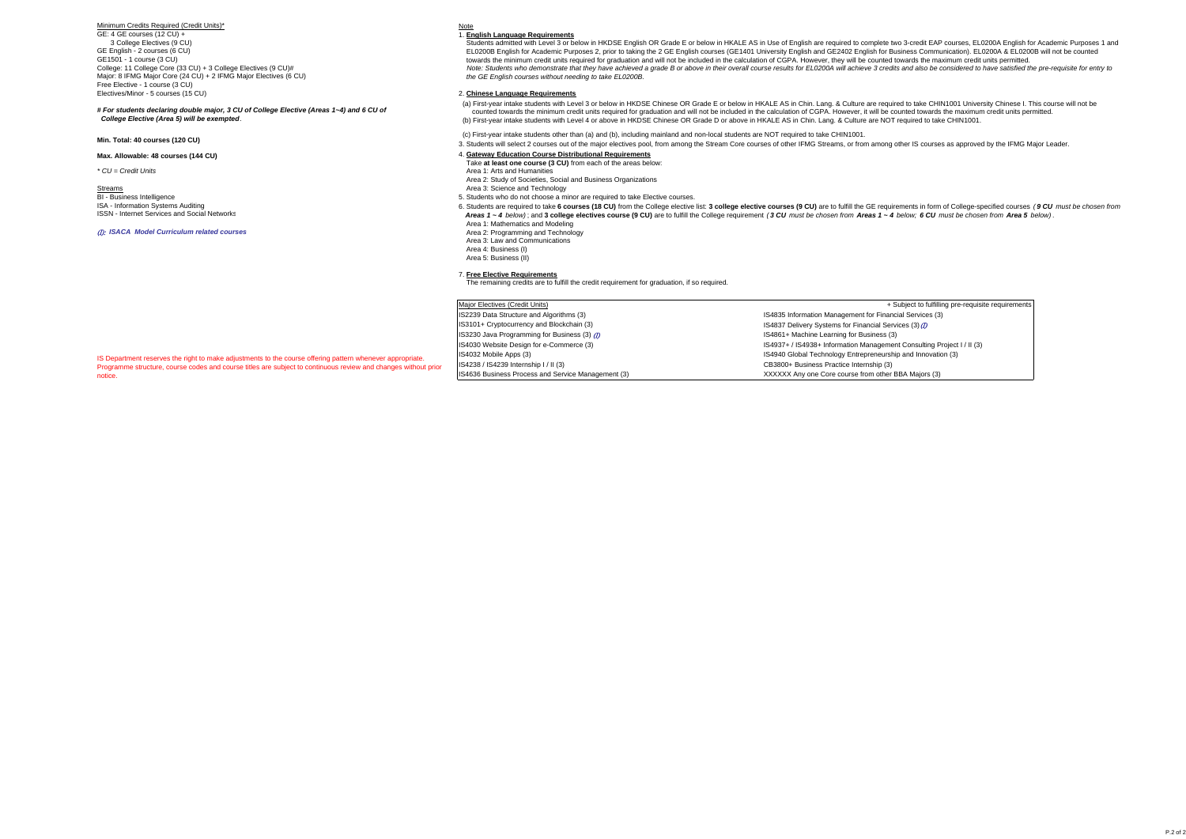Minimum Credits Required (Credit Units)*

GE: 4 GE courses (12 CU) +
3 College Electives (9 CU)
GE English - 2 courses (6 CU)
GE1501 - 1 course (3 CU)
College: 11 College Core (33 CU) + 3 College Electives (9 CU)#
Major: 8 IFMG Major Core (24 CU) + 2 IFMG Major Electives (6 CU)
Free Elective - 1 course (3 CU)
Electives/Minor - 5 courses (15 CU)

***# For students declaring double major, 3 CU of College Elective (Areas 1~4) and 6 CU of College Elective (Area 5) will be exempted.***

**Min. Total: 40 courses (120 CU)**

**Max. Allowable: 48 courses (144 CU)**

*\* CU = Credit Units*

Streams

BI - Business Intelligence
ISA - Information Systems Auditing
ISSN - Internet Services and Social Networks

***(I): ISACA Model Curriculum related courses***

IS Department reserves the right to make adjustments to the course offering pattern whenever appropriate. Programme structure, course codes and course titles are subject to continuous review and changes without prior notice.

Note

1. **English Language Requirements**
Students admitted with Level 3 or below in HKDSE English OR Grade E or below in HKALE AS in Use of English are required to complete two 3-credit EAP courses, EL0200A English for Academic Purposes 1 and EL0200B English for Academic Purposes 2, prior to taking the 2 GE English courses (GE1401 University English and GE2402 English for Business Communication). EL0200A & EL0200B will not be counted towards the minimum credit units required for graduation and will not be included in the calculation of CGPA. However, they will be counted towards the maximum credit units permitted.
*Note: Students who demonstrate that they have achieved a grade B or above in their overall course results for EL0200A will achieve 3 credits and also be considered to have satisfied the pre-requisite for entry to the GE English courses without needing to take EL0200B.*

2. **Chinese Language Requirements**
(a) First-year intake students with Level 3 or below in HKDSE Chinese OR Grade E or below in HKALE AS in Chin. Lang. & Culture are required to take CHIN1001 University Chinese I. This course will not be counted towards the minimum credit units required for graduation and will not be included in the calculation of CGPA. However, it will be counted towards the maximum credit units permitted.
(b) First-year intake students with Level 4 or above in HKDSE Chinese OR Grade D or above in HKALE AS in Chin. Lang. & Culture are NOT required to take CHIN1001.
(c) First-year intake students other than (a) and (b), including mainland and non-local students are NOT required to take CHIN1001.

3. Students will select 2 courses out of the major electives pool, from among the Stream Core courses of other IFMG Streams, or from among other IS courses as approved by the IFMG Major Leader.

4. **Gateway Education Course Distributional Requirements**
Take **at least one course (3 CU)** from each of the areas below:
Area 1: Arts and Humanities
Area 2: Study of Societies, Social and Business Organizations
Area 3: Science and Technology

5. Students who do not choose a minor are required to take Elective courses.

6. Students are required to take **6 courses (18 CU)** from the College elective list: **3 college elective courses (9 CU)** are to fulfill the GE requirements in form of College-specified courses ***( 9 CU must be chosen from Areas 1 ~ 4 below)*** ; and **3 college electives course (9 CU)** are to fulfill the College requirement ***( 3 CU must be chosen from Areas 1 ~ 4 below; 6 CU must be chosen from Area 5 below)*** .
Area 1: Mathematics and Modeling
Area 2: Programming and Technology
Area 3: Law and Communications
Area 4: Business (I)
Area 5: Business (II)

7. **Free Elective Requirements**
The remaining credits are to fulfill the credit requirement for graduation, if so required.

| Major Electives (Credit Units) | + Subject to fulfilling pre-requisite requirements |
|---|---|
| IS2239 Data Structure and Algorithms (3) | IS4835 Information Management for Financial Services (3) |
| IS3101+ Cryptocurrency and Blockchain (3) | IS4837 Delivery Systems for Financial Services (3) *(I)* |
| IS3230 Java Programming for Business (3) *(I)* | IS4861+ Machine Learning for Business (3) |
| IS4030 Website Design for e-Commerce (3) | IS4937+ / IS4938+ Information Management Consulting Project I / II (3) |
| IS4032 Mobile Apps (3) | IS4940 Global Technology Entrepreneurship and Innovation (3) |
| IS4238 / IS4239 Internship I / II (3) | CB3800+ Business Practice Internship (3) |
| IS4636 Business Process and Service Management (3) | XXXXXX Any one Core course from other BBA Majors (3) |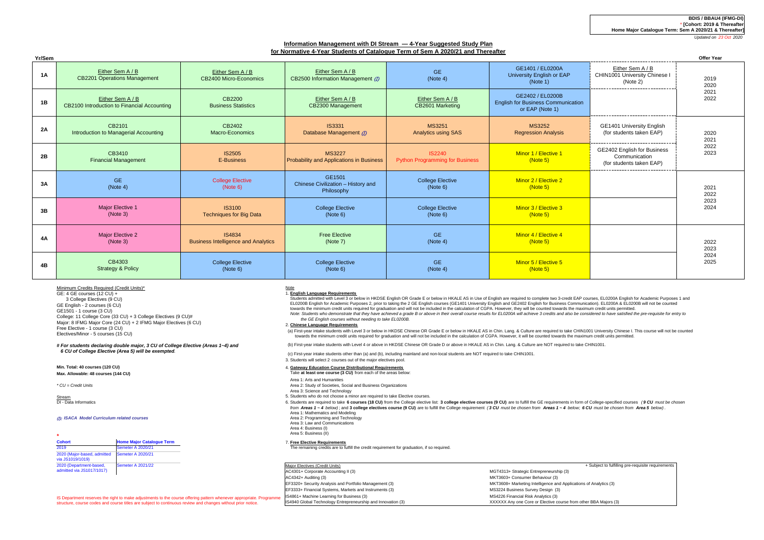**BDIS / BBAU4 (IFMG-DI)**
**\* [Cohort: 2019 & Thereafter]**
**Home Major Catalogue Term: Sem A 2020/21 & Thereafter]**
*Updated on 23 Oct 2020*

## Information Management with DI Stream — 4-Year Suggested Study Plan
## for Normative 4-Year Students of Catalogue Term of Sem A 2020/21 and Thereafter

| Yr/Sem | | | | | | | Offer Year |
|---|---|---|---|---|---|---|---|
| 1A | Either Sem A / B<br>CB2201 Operations Management | Either Sem A / B<br>CB2400 Micro-Economics | Either Sem A / B<br>CB2500 Information Management (I) | GE<br>(Note 4) | GE1401 / EL0200A<br>University English or EAP<br>(Note 1) | Either Sem A / B<br>CHIN1001 University Chinese I<br>(Note 2) | 2019<br>2020<br>2021<br>2022 |
| 1B | Either Sem A / B<br>CB2100 Introduction to Financial Accounting | CB2200<br>Business Statistics | Either Sem A / B<br>CB2300 Management | Either Sem A / B<br>CB2601 Marketing | GE2402 / EL0200B<br>English for Business Communication or EAP (Note 1) | | |
| 2A | CB2101<br>Introduction to Managerial Accounting | CB2402<br>Macro-Economics | IS3331<br>Database Management (I) | MS3251<br>Analytics using SAS | MS3252<br>Regression Analysis | GE1401 University English<br>(for students taken EAP) | 2020<br>2021<br>2022<br>2023 |
| 2B | CB3410<br>Financial Management | IS2505<br>E-Business | MS3227<br>Probability and Applications in Business | IS2240<br>Python Programming for Business | Minor 1 / Elective 1<br>(Note 5) | GE2402 English for Business Communication<br>(for students taken EAP) | |
| 3A | GE<br>(Note 4) | College Elective<br>(Note 6) | GE1501<br>Chinese Civilization – History and Philosophy | College Elective<br>(Note 6) | Minor 2 / Elective 2<br>(Note 5) | | 2021<br>2022<br>2023<br>2024 |
| 3B | Major Elective 1<br>(Note 3) | IS3100<br>Techniques for Big Data | College Elective<br>(Note 6) | College Elective<br>(Note 6) | Minor 3 / Elective 3<br>(Note 5) | | |
| 4A | Major Elective 2<br>(Note 3) | IS4834<br>Business Intelligence and Analytics | Free Elective<br>(Note 7) | GE<br>(Note 4) | Minor 4 / Elective 4<br>(Note 5) | | 2022<br>2023<br>2024<br>2025 |
| 4B | CB4303<br>Strategy & Policy | College Elective<br>(Note 6) | College Elective<br>(Note 6) | GE<br>(Note 4) | Minor 5 / Elective 5<br>(Note 5) | | |

Minimum Credits Required (Credit Units)*
GE: 4 GE courses (12 CU) +
3 College Electives (9 CU)
GE English - 2 courses (6 CU)
GE1501 - 1 course (3 CU)
College: 11 College Core (33 CU) + 3 College Electives (9 CU)#
Major: 8 IFMG Major Core (24 CU) + 2 IFMG Major Electives (6 CU)
Free Elective - 1 course (3 CU)
Electives/Minor - 5 courses (15 CU)

***# For students declaring double major, 3 CU of College Elective (Areas 1~4) and 6 CU of College Elective (Area 5) will be exempted.***

**Min. Total: 40 courses (120 CU)**
**Max. Allowable: 48 courses (144 CU)**

*\* CU = Credit Units*

Stream
DI - Data Informatics

***(I): ISACA Model Curriculum related courses***

\*

| Cohort | Home Major Catalogue Term |
|---|---|
| 2019 | Semeter A 2020/21 |
| 2020 (Major-based, admitted via JS1019/1019) | Semeter A 2020/21 |
| 2020 (Department-based, admitted via JS1017/1017) | Semeter A 2021/22 |

IS Department reserves the right to make adjustments to the course offering pattern whenever appropriate. Programme structure, course codes and course titles are subject to continuous review and changes without prior notice.

Note

1. **English Language Requirements**
Students admitted with Level 3 or below in HKDSE English OR Grade E or below in HKALE AS in Use of English are required to complete two 3-credit EAP courses, EL0200A English for Academic Purposes 1 and EL0200B English for Academic Purposes 2, prior to taking the 2 GE English courses (GE1401 University English and GE2402 English for Business Communication). EL0200A & EL0200B will not be counted towards the minimum credit units required for graduation and will not be included in the calculation of CGPA. However, they will be counted towards the maximum credit units permitted.
*Note: Students who demonstrate that they have achieved a grade B or above in their overall course results for EL0200A will achieve 3 credits and also be considered to have satisfied the pre-requisite for entry to the GE English courses without needing to take EL0200B.*
2. **Chinese Language Requirements**
(a) First-year intake students with Level 3 or below in HKDSE Chinese OR Grade E or below in HKALE AS in Chin. Lang. & Culture are required to take CHIN1001 University Chinese I. This course will not be counted towards the minimum credit units required for graduation and will not be included in the calculation of CGPA. However, it will be counted towards the maximum credit units permitted.
(b) First-year intake students with Level 4 or above in HKDSE Chinese OR Grade D or above in HKALE AS in Chin. Lang. & Culture are NOT required to take CHIN1001.
(c) First-year intake students other than (a) and (b), including mainland and non-local students are NOT required to take CHIN1001.
3. Students will select 2 courses out of the major electives pool.
4. **Gateway Education Course Distributional Requirements**
Take **at least one course (3 CU)** from each of the areas below:
Area 1: Arts and Humanities
Area 2: Study of Societies, Social and Business Organizations
Area 3: Science and Technology
5. Students who do not choose a minor are required to take Elective courses.
6. Students are required to take **6 courses (18 CU)** from the College elective list: **3 college elective courses (9 CU)** are to fulfill the GE requirements in form of College-specified courses ***(9 CU** must be chosen from **Areas 1 ~ 4** below)*; and **3 college electives course (9 CU)** are to fulfill the College requirement *(**3 CU** must be chosen from **Areas 1 ~ 4** below; **6 CU** must be chosen from **Area 5** below)*.
Area 1: Mathematics and Modeling
Area 2: Programming and Technology
Area 3: Law and Communications
Area 4: Business (I)
Area 5: Business (II)
7. **Free Elective Requirements**
The remaining credits are to fulfill the credit requirement for graduation, if so required.

| Major Electives (Credit Units) | + Subject to fulfilling pre-requisite requirements |
|---|---|
| AC4301+ Corporate Accounting II (3) | MGT4313+ Strategic Entrepreneurship (3) |
| AC4342+ Auditing (3) | MKT3603+ Consumer Behaviour (3) |
| EF3320+ Security Analysis and Portfolio Management (3) | MKT3608+ Marketing Intelligence and Applications of Analytics (3) |
| EF3333+ Financial Systems, Markets and Instruments (3) | MS3224 Business Survey Design (3) |
| IS4861+ Machine Learning for Business (3) | MS4226 Financial Risk Analytics (3) |
| IS4940 Global Technology Entrepreneurship and Innovation (3) | XXXXXX Any one Core or Elective course from other BBA Majors (3) |